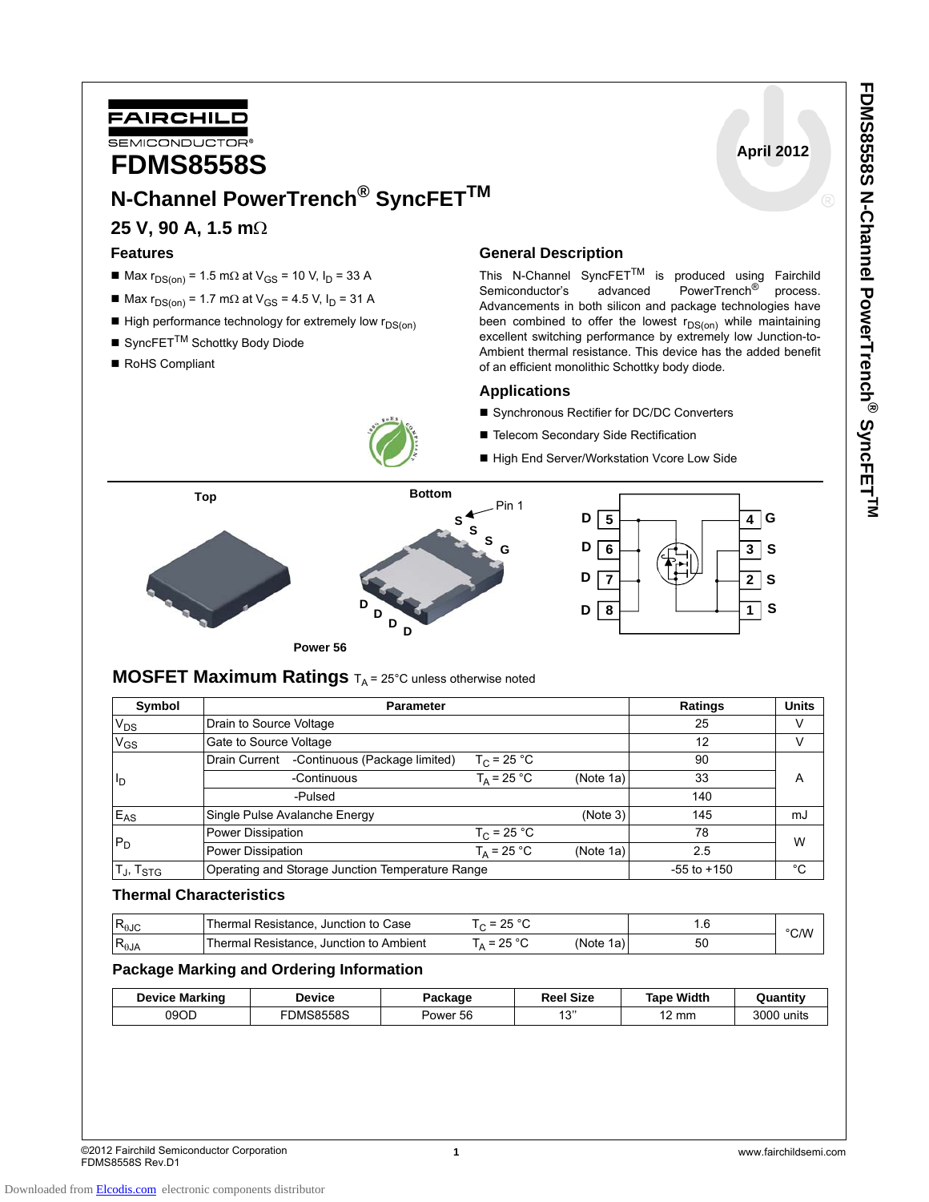FAIRCHILD SEMICONDUCTOR®

April 2012

# FDMS8558S

## N-Channel PowerTrench® SyncFET™

### 25 V, 90 A, 1.5 mΩ

### Features

- Max $r_{DS(on)}$ = 1.5 mΩ at $V_{GS}$ = 10 V, $I_D$ = 33 A
- Max $r_{DS(on)}$ = 1.7 mΩ at $V_{GS}$ = 4.5 V, $I_D$ = 31 A
- High performance technology for extremely low $r_{DS(on)}$
- SyncFET™ Schottky Body Diode
- RoHS Compliant

### General Description

This N-Channel SyncFET™ is produced using Fairchild Semiconductor's advanced PowerTrench® process. Advancements in both silicon and package technologies have been combined to offer the lowest $r_{DS(on)}$ while maintaining excellent switching performance by extremely low Junction-to-Ambient thermal resistance. This device has the added benefit of an efficient monolithic Schottky body diode.

### Applications

- Synchronous Rectifier for DC/DC Converters
- Telecom Secondary Side Rectification
- High End Server/Workstation Vcore Low Side

Top

Bottom

Pin 1

S S S G

D D D D

Power 56

D 5 — 4 G
D 6 — 3 S
D 7 — 2 S
D 8 — 1 S

## MOSFET Maximum Ratings $T_A$ = 25°C unless otherwise noted

| Symbol | Parameter | | Ratings | Units |
|---|---|---|---|---|
| $V_{DS}$ | Drain to Source Voltage | | 25 | V |
| $V_{GS}$ | Gate to Source Voltage | | 12 | V |
| $I_D$ | Drain Current -Continuous (Package limited) | $T_C$ = 25 °C | 90 | A |
| | -Continuous | $T_A$ = 25 °C (Note 1a) | 33 | |
| | -Pulsed | | 140 | |
| $E_{AS}$ | Single Pulse Avalanche Energy | (Note 3) | 145 | mJ |
| $P_D$ | Power Dissipation | $T_C$ = 25 °C | 78 | W |
| | Power Dissipation | $T_A$ = 25 °C (Note 1a) | 2.5 | |
| $T_J$, $T_{STG}$ | Operating and Storage Junction Temperature Range | | -55 to +150 | °C |

### Thermal Characteristics

| Symbol | Parameter | | Ratings | Units |
|---|---|---|---|---|
| $R_{\theta JC}$ | Thermal Resistance, Junction to Case | $T_C$ = 25 °C | 1.6 | °C/W |
| $R_{\theta JA}$ | Thermal Resistance, Junction to Ambient | $T_A$ = 25 °C (Note 1a) | 50 | |

### Package Marking and Ordering Information

| Device Marking | Device | Package | Reel Size | Tape Width | Quantity |
|---|---|---|---|---|---|
| 09OD | FDMS8558S | Power 56 | 13'' | 12 mm | 3000 units |

©2012 Fairchild Semiconductor Corporation
FDMS8558S Rev.D1

www.fairchildsemi.com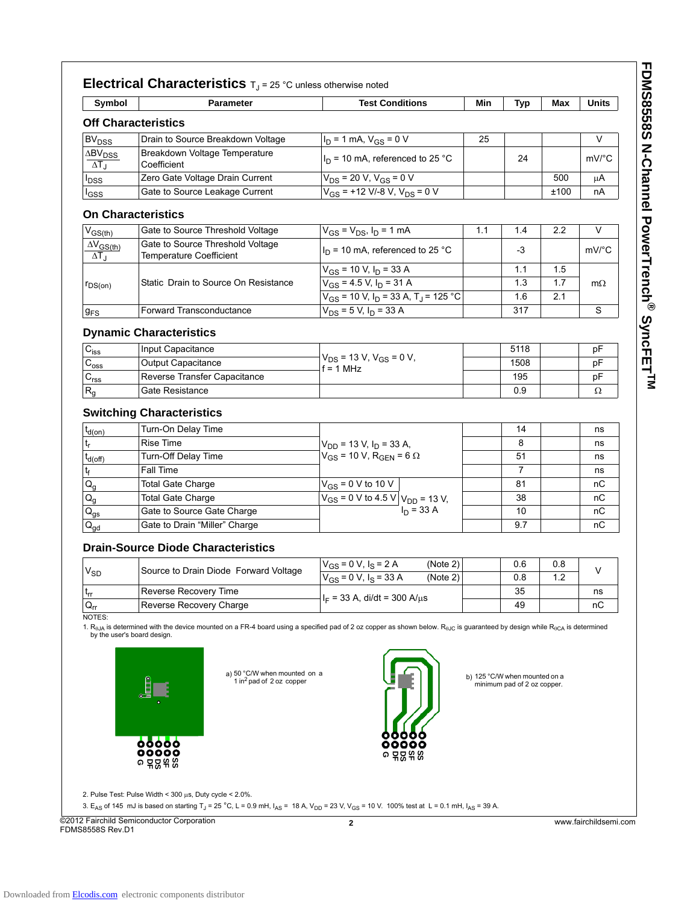## Electrical Characteristics $T_J$ = 25 °C unless otherwise noted

| Symbol | Parameter | Test Conditions | Min | Typ | Max | Units |
|---|---|---|---|---|---|---|
| **Off Characteristics** | | | | | | |
| $BV_{DSS}$ | Drain to Source Breakdown Voltage | $I_D$ = 1 mA, $V_{GS}$ = 0 V | 25 | | | V |
| $\frac{\Delta BV_{DSS}}{\Delta T_J}$ | Breakdown Voltage Temperature Coefficient | $I_D$ = 10 mA, referenced to 25 °C | | 24 | | mV/°C |
| $I_{DSS}$ | Zero Gate Voltage Drain Current | $V_{DS}$ = 20 V, $V_{GS}$ = 0 V | | | 500 | μA |
| $I_{GSS}$ | Gate to Source Leakage Current | $V_{GS}$ = +12 V/-8 V, $V_{DS}$ = 0 V | | | ±100 | nA |
| **On Characteristics** | | | | | | |
| $V_{GS(th)}$ | Gate to Source Threshold Voltage | $V_{GS} = V_{DS}$, $I_D$ = 1 mA | 1.1 | 1.4 | 2.2 | V |
| $\frac{\Delta V_{GS(th)}}{\Delta T_J}$ | Gate to Source Threshold Voltage Temperature Coefficient | $I_D$ = 10 mA, referenced to 25 °C | | -3 | | mV/°C |
| $r_{DS(on)}$ | Static Drain to Source On Resistance | $V_{GS}$ = 10 V, $I_D$ = 33 A | | 1.1 | 1.5 | mΩ |
| | | $V_{GS}$ = 4.5 V, $I_D$ = 31 A | | 1.3 | 1.7 | |
| | | $V_{GS}$ = 10 V, $I_D$ = 33 A, $T_J$ = 125 °C | | 1.6 | 2.1 | |
| $g_{FS}$ | Forward Transconductance | $V_{DS}$ = 5 V, $I_D$ = 33 A | | 317 | | S |
| **Dynamic Characteristics** | | | | | | |
| $C_{iss}$ | Input Capacitance | $V_{DS}$ = 13 V, $V_{GS}$ = 0 V, f = 1 MHz | | 5118 | | pF |
| $C_{oss}$ | Output Capacitance | | | 1508 | | pF |
| $C_{rss}$ | Reverse Transfer Capacitance | | | 195 | | pF |
| $R_g$ | Gate Resistance | | | 0.9 | | Ω |
| **Switching Characteristics** | | | | | | |
| $t_{d(on)}$ | Turn-On Delay Time | $V_{DD}$ = 13 V, $I_D$ = 33 A, $V_{GS}$ = 10 V, $R_{GEN}$ = 6 Ω | | 14 | | ns |
| $t_r$ | Rise Time | | | 8 | | ns |
| $t_{d(off)}$ | Turn-Off Delay Time | | | 51 | | ns |
| $t_f$ | Fall Time | | | 7 | | ns |
| $Q_g$ | Total Gate Charge | $V_{GS}$ = 0 V to 10 V; $V_{DD}$ = 13 V, $I_D$ = 33 A | | 81 | | nC |
| $Q_g$ | Total Gate Charge | $V_{GS}$ = 0 V to 4.5 V; $V_{DD}$ = 13 V, $I_D$ = 33 A | | 38 | | nC |
| $Q_{gs}$ | Gate to Source Gate Charge | $V_{DD}$ = 13 V, $I_D$ = 33 A | | 10 | | nC |
| $Q_{gd}$ | Gate to Drain "Miller" Charge | | | 9.7 | | nC |
| **Drain-Source Diode Characteristics** | | | | | | |
| $V_{SD}$ | Source to Drain Diode Forward Voltage | $V_{GS}$ = 0 V, $I_S$ = 2 A (Note 2) | | 0.6 | 0.8 | V |
| | | $V_{GS}$ = 0 V, $I_S$ = 33 A (Note 2) | | 0.8 | 1.2 | |
| $t_{rr}$ | Reverse Recovery Time | $I_F$ = 33 A, di/dt = 300 A/μs | | 35 | | ns |
| $Q_{rr}$ | Reverse Recovery Charge | | | 49 | | nC |

NOTES:

1. $R_{\theta JA}$ is determined with the device mounted on a FR-4 board using a specified pad of 2 oz copper as shown below. $R_{\theta JC}$ is guaranteed by design while $R_{\theta CA}$ is determined by the user's board design.

a) 50 °C/W when mounted on a 1 in$^2$ pad of 2 oz copper

b) 125 °C/W when mounted on a minimum pad of 2 oz copper.

2. Pulse Test: Pulse Width < 300 μs, Duty cycle < 2.0%.

3. $E_{AS}$ of 145 mJ is based on starting $T_J$ = 25 °C, L = 0.9 mH, $I_{AS}$ = 18 A, $V_{DD}$ = 23 V, $V_{GS}$ = 10 V. 100% test at L = 0.1 mH, $I_{AS}$ = 39 A.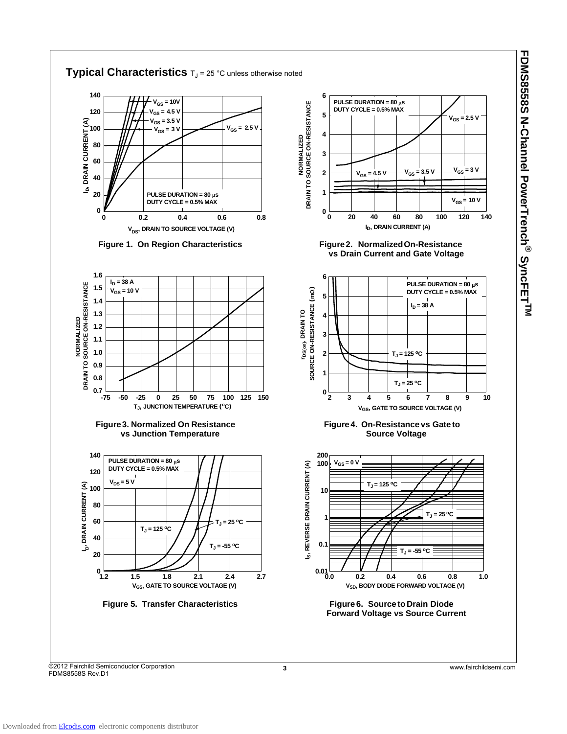## Typical Characteristics $T_J$ = 25 °C unless otherwise noted

Figure 1. On Region Characteristics

Figure 2. Normalized On-Resistance vs Drain Current and Gate Voltage

Figure 3. Normalized On Resistance vs Junction Temperature

Figure 4. On-Resistance vs Gate to Source Voltage

Figure 5. Transfer Characteristics

Figure 6. Source to Drain Diode Forward Voltage vs Source Current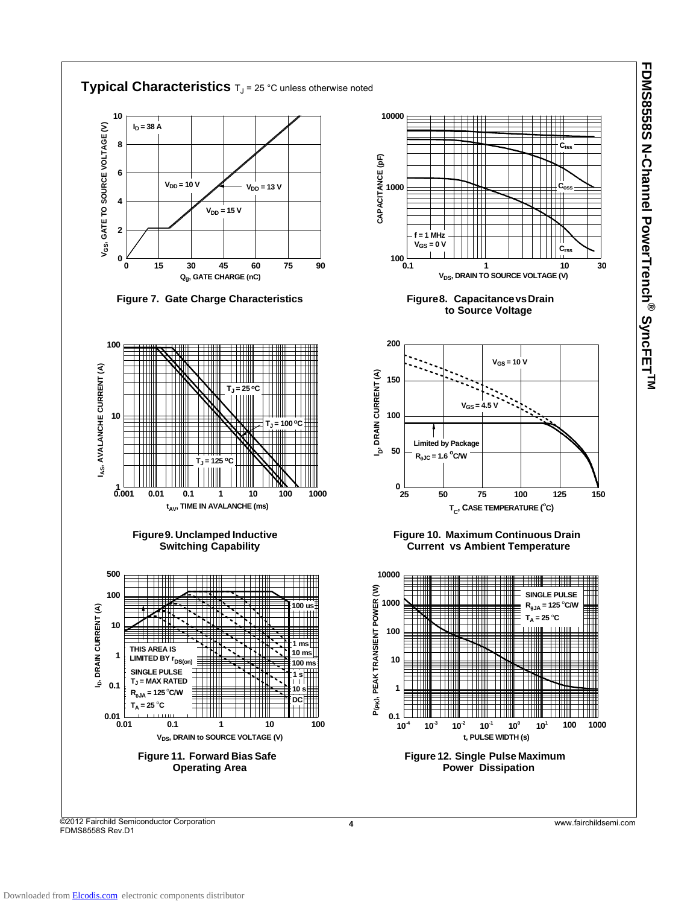## Typical Characteristics $T_J$ = 25 °C unless otherwise noted

**Figure 7. Gate Charge Characteristics**

**Figure 8. Capacitance vs Drain to Source Voltage**

**Figure 9. Unclamped Inductive Switching Capability**

**Figure 10. Maximum Continuous Drain Current vs Ambient Temperature**

**Figure 11. Forward Bias Safe Operating Area**

**Figure 12. Single Pulse Maximum Power Dissipation**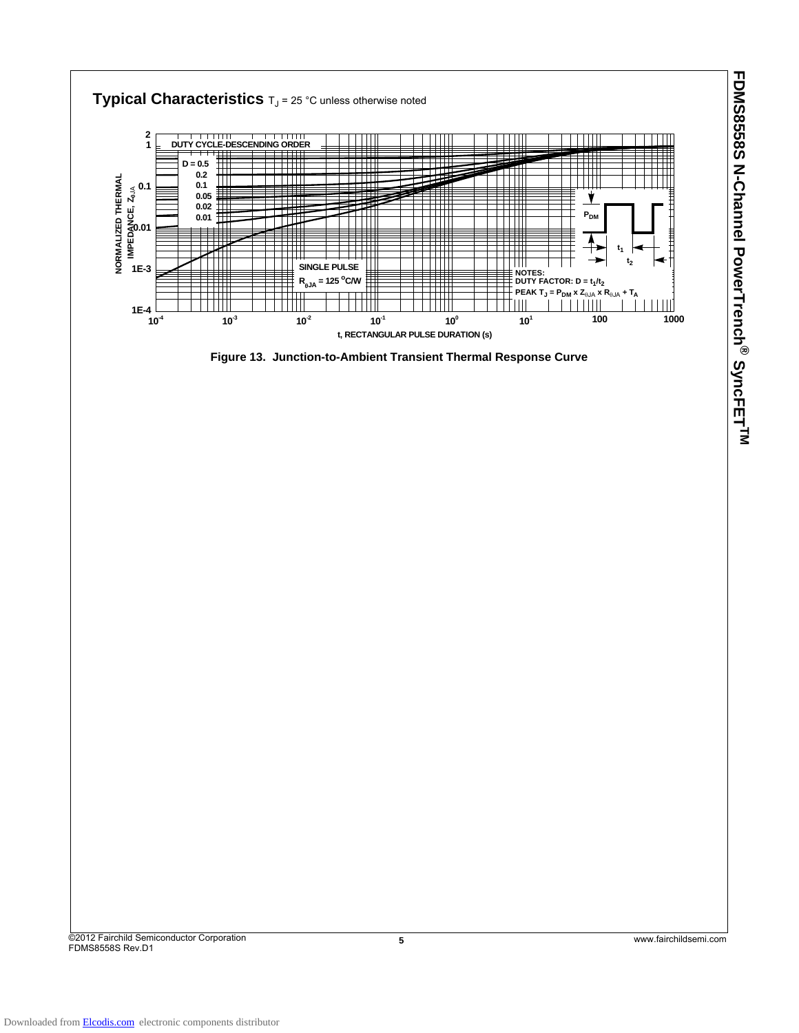## Typical Characteristics $T_J$ = 25 °C unless otherwise noted

Figure 13. Junction-to-Ambient Transient Thermal Response Curve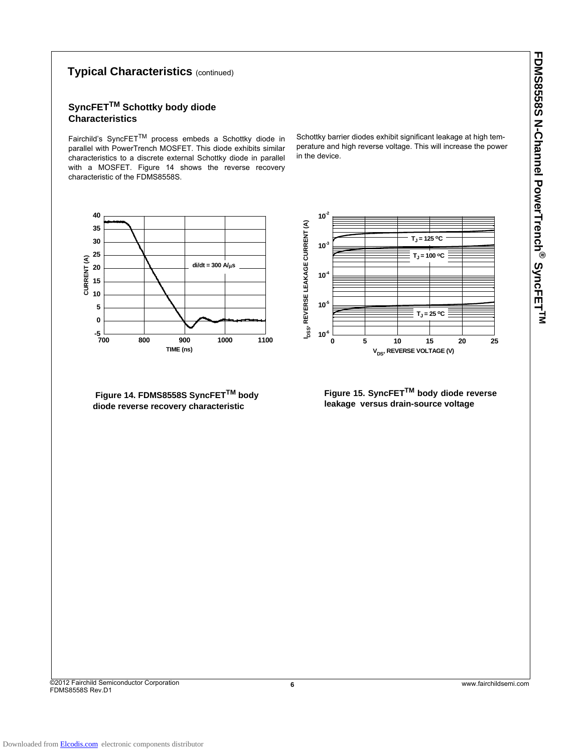## Typical Characteristics (continued)

### SyncFET™ Schottky body diode Characteristics

Fairchild's SyncFET™ process embeds a Schottky diode in parallel with PowerTrench MOSFET. This diode exhibits similar characteristics to a discrete external Schottky diode in parallel with a MOSFET. Figure 14 shows the reverse recovery characteristic of the FDMS8558S.

Schottky barrier diodes exhibit significant leakage at high temperature and high reverse voltage. This will increase the power in the device.

**Figure 14. FDMS8558S SyncFET™ body diode reverse recovery characteristic**

**Figure 15. SyncFET™ body diode reverse leakage versus drain-source voltage**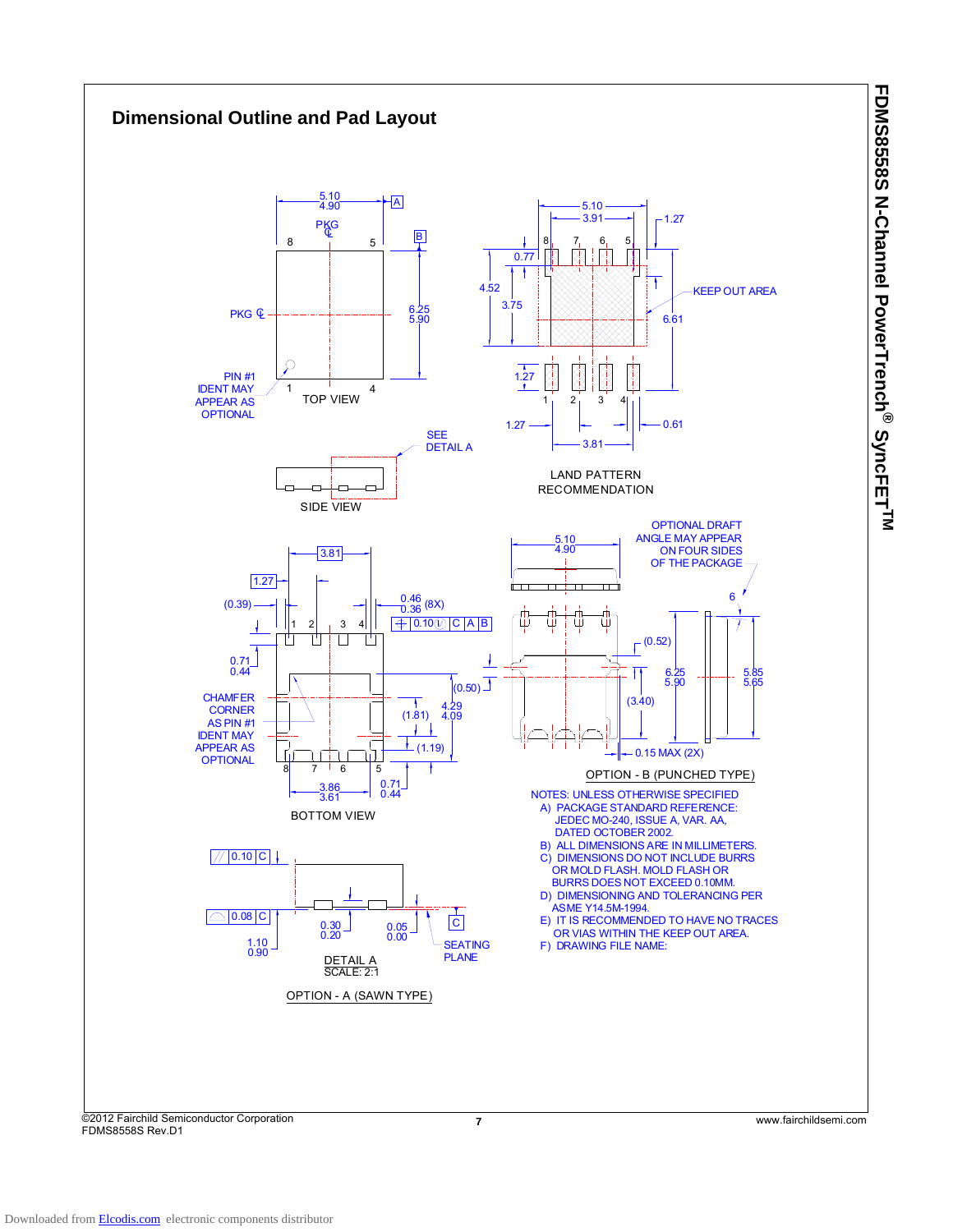## Dimensional Outline and Pad Layout

TOP VIEW

SIDE VIEW

SEE DETAIL A

LAND PATTERN RECOMMENDATION

KEEP OUT AREA

BOTTOM VIEW

CHAMFER CORNER AS PIN #1 IDENT MAY APPEAR AS OPTIONAL

PIN #1 IDENT MAY APPEAR AS OPTIONAL

DETAIL A
SCALE: 2:1

OPTION - A (SAWN TYPE)

SEATING PLANE

OPTIONAL DRAFT ANGLE MAY APPEAR ON FOUR SIDES OF THE PACKAGE

OPTION - B (PUNCHED TYPE)

NOTES: UNLESS OTHERWISE SPECIFIED

A) PACKAGE STANDARD REFERENCE: JEDEC MO-240, ISSUE A, VAR. AA, DATED OCTOBER 2002.

B) ALL DIMENSIONS ARE IN MILLIMETERS.

C) DIMENSIONS DO NOT INCLUDE BURRS OR MOLD FLASH. MOLD FLASH OR BURRS DOES NOT EXCEED 0.10MM.

D) DIMENSIONING AND TOLERANCING PER ASME Y14.5M-1994.

E) IT IS RECOMMENDED TO HAVE NO TRACES OR VIAS WITHIN THE KEEP OUT AREA.

F) DRAWING FILE NAME: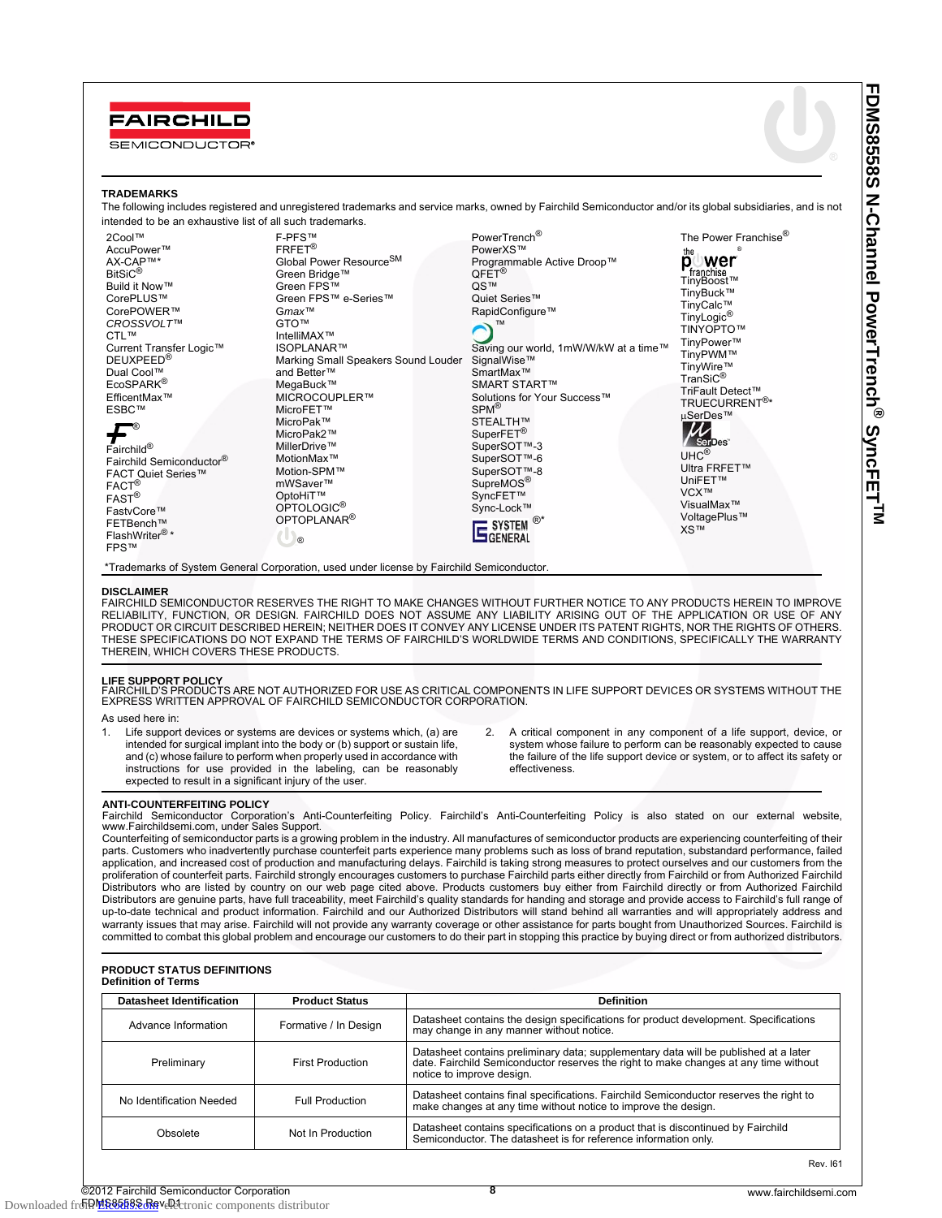## TRADEMARKS

The following includes registered and unregistered trademarks and service marks, owned by Fairchild Semiconductor and/or its global subsidiaries, and is not intended to be an exhaustive list of all such trademarks.

2Cool™
AccuPower™
AX-CAP™*
BitSiC®
Build it Now™
CorePLUS™
CorePOWER™
*CROSSVOLT*™
CTL™
Current Transfer Logic™
DEUXPEED®
Dual Cool™
EcoSPARK®
EfficentMax™
ESBC™
®
Fairchild®
Fairchild Semiconductor®
FACT Quiet Series™
FACT®
FAST®
FastvCore™
FETBench™
FlashWriter® *
FPS™

F-PFS™
FRFET®
Global Power Resource℠
Green Bridge™
Green FPS™
Green FPS™ e-Series™
*Gmax*™
GTO™
IntelliMAX™
ISOPLANAR™
Marking Small Speakers Sound Louder and Better™
MegaBuck™
MICROCOUPLER™
MicroFET™
MicroPak™
MicroPak2™
MillerDrive™
MotionMax™
Motion-SPM™
mWSaver™
OptoHiT™
OPTOLOGIC®
OPTOPLANAR®
®

PowerTrench®
PowerXS™
Programmable Active Droop™
QFET®
QS™
Quiet Series™
RapidConfigure™
™
Saving our world, 1mW/W/kW at a time™
SignalWise™
SmartMax™
SMART START™
Solutions for Your Success™
SPM®
STEALTH™
SuperFET®
SuperSOT™-3
SuperSOT™-6
SuperSOT™-8
SupreMOS®
SyncFET™
Sync-Lock™
SYSTEM GENERAL®*

The Power Franchise®
the power franchise®
TinyBoost™
TinyBuck™
TinyCalc™
TinyLogic®
TINYOPTO™
TinyPower™
TinyPWM™
TinyWire™
TranSiC®
TriFault Detect™
TRUECURRENT®*
μSerDes™
SerDes™
UHC®
Ultra FRFET™
UniFET™
VCX™
VisualMax™
VoltagePlus™
XS™

*Trademarks of System General Corporation, used under license by Fairchild Semiconductor.

## DISCLAIMER

FAIRCHILD SEMICONDUCTOR RESERVES THE RIGHT TO MAKE CHANGES WITHOUT FURTHER NOTICE TO ANY PRODUCTS HEREIN TO IMPROVE RELIABILITY, FUNCTION, OR DESIGN. FAIRCHILD DOES NOT ASSUME ANY LIABILITY ARISING OUT OF THE APPLICATION OR USE OF ANY PRODUCT OR CIRCUIT DESCRIBED HEREIN; NEITHER DOES IT CONVEY ANY LICENSE UNDER ITS PATENT RIGHTS, NOR THE RIGHTS OF OTHERS. THESE SPECIFICATIONS DO NOT EXPAND THE TERMS OF FAIRCHILD'S WORLDWIDE TERMS AND CONDITIONS, SPECIFICALLY THE WARRANTY THEREIN, WHICH COVERS THESE PRODUCTS.

## LIFE SUPPORT POLICY

FAIRCHILD'S PRODUCTS ARE NOT AUTHORIZED FOR USE AS CRITICAL COMPONENTS IN LIFE SUPPORT DEVICES OR SYSTEMS WITHOUT THE EXPRESS WRITTEN APPROVAL OF FAIRCHILD SEMICONDUCTOR CORPORATION.

As used here in:

1. Life support devices or systems are devices or systems which, (a) are intended for surgical implant into the body or (b) support or sustain life, and (c) whose failure to perform when properly used in accordance with instructions for use provided in the labeling, can be reasonably expected to result in a significant injury of the user.
2. A critical component in any component of a life support, device, or system whose failure to perform can be reasonably expected to cause the failure of the life support device or system, or to affect its safety or effectiveness.

## ANTI-COUNTERFEITING POLICY

Fairchild Semiconductor Corporation's Anti-Counterfeiting Policy. Fairchild's Anti-Counterfeiting Policy is also stated on our external website, www.Fairchildsemi.com, under Sales Support.

Counterfeiting of semiconductor parts is a growing problem in the industry. All manufactures of semiconductor products are experiencing counterfeiting of their parts. Customers who inadvertently purchase counterfeit parts experience many problems such as loss of brand reputation, substandard performance, failed application, and increased cost of production and manufacturing delays. Fairchild is taking strong measures to protect ourselves and our customers from the proliferation of counterfeit parts. Fairchild strongly encourages customers to purchase Fairchild parts either directly from Fairchild or from Authorized Fairchild Distributors who are listed by country on our web page cited above. Products customers buy either from Fairchild directly or from Authorized Fairchild Distributors are genuine parts, have full traceability, meet Fairchild's quality standards for handing and storage and provide access to Fairchild's full range of up-to-date technical and product information. Fairchild and our Authorized Distributors will stand behind all warranties and will appropriately address and warranty issues that may arise. Fairchild will not provide any warranty coverage or other assistance for parts bought from Unauthorized Sources. Fairchild is committed to combat this global problem and encourage our customers to do their part in stopping this practice by buying direct or from authorized distributors.

## PRODUCT STATUS DEFINITIONS

**Definition of Terms**

| Datasheet Identification | Product Status | Definition |
|---|---|---|
| Advance Information | Formative / In Design | Datasheet contains the design specifications for product development. Specifications may change in any manner without notice. |
| Preliminary | First Production | Datasheet contains preliminary data; supplementary data will be published at a later date. Fairchild Semiconductor reserves the right to make changes at any time without notice to improve design. |
| No Identification Needed | Full Production | Datasheet contains final specifications. Fairchild Semiconductor reserves the right to make changes at any time without notice to improve the design. |
| Obsolete | Not In Production | Datasheet contains specifications on a product that is discontinued by Fairchild Semiconductor. The datasheet is for reference information only. |

Rev. I61